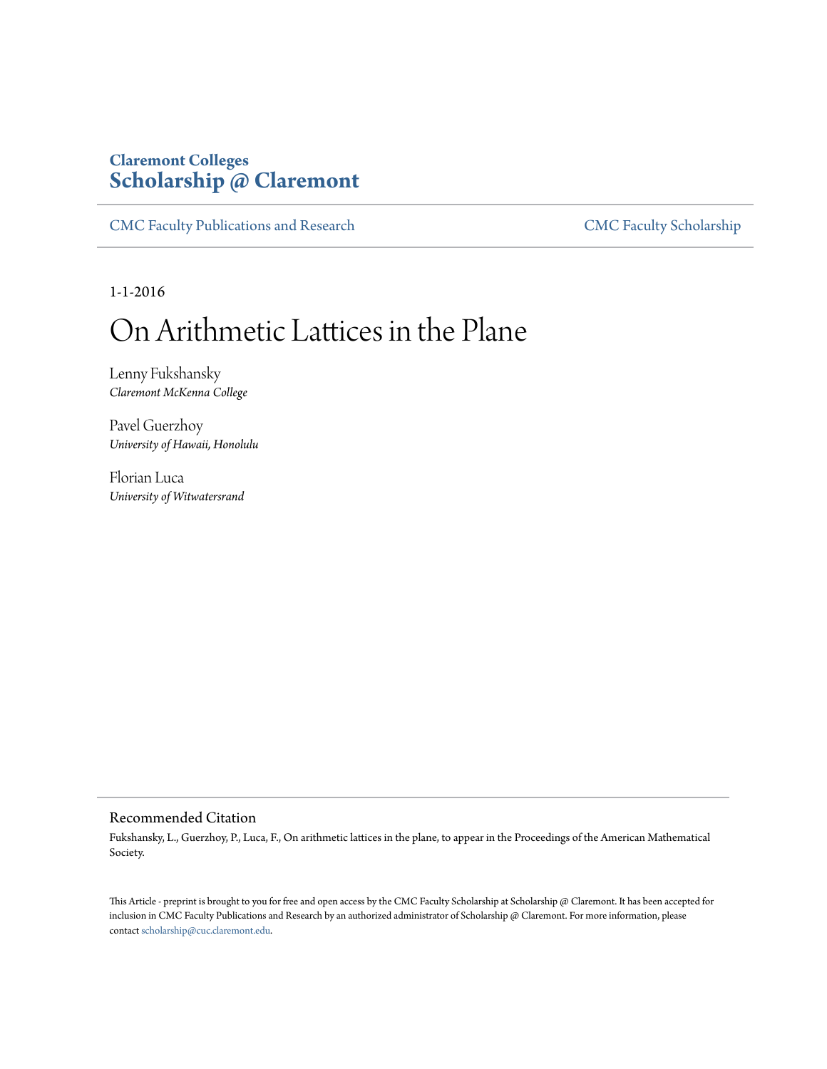Claremont Colleges
**Scholarship @ Claremont**

CMC Faculty Publications and Research | CMC Faculty Scholarship

1-1-2016

# On Arithmetic Lattices in the Plane

Lenny Fukshansky
*Claremont McKenna College*

Pavel Guerzhoy
*University of Hawaii, Honolulu*

Florian Luca
*University of Witwatersrand*

## Recommended Citation

Fukshansky, L., Guerzhoy, P., Luca, F., On arithmetic lattices in the plane, to appear in the Proceedings of the American Mathematical Society.

This Article - preprint is brought to you for free and open access by the CMC Faculty Scholarship at Scholarship @ Claremont. It has been accepted for inclusion in CMC Faculty Publications and Research by an authorized administrator of Scholarship @ Claremont. For more information, please contact scholarship@cuc.claremont.edu.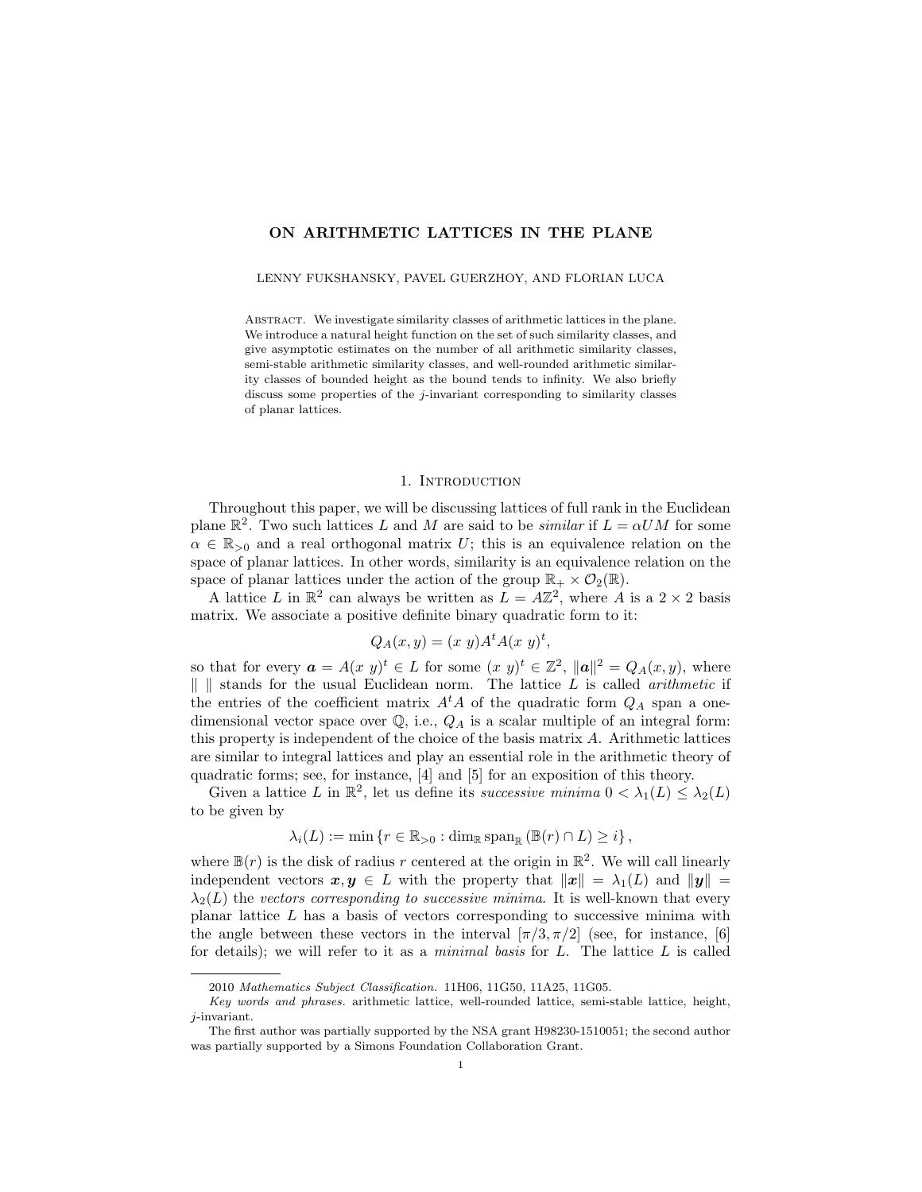# ON ARITHMETIC LATTICES IN THE PLANE

LENNY FUKSHANSKY, PAVEL GUERZHOY, AND FLORIAN LUCA

Abstract. We investigate similarity classes of arithmetic lattices in the plane. We introduce a natural height function on the set of such similarity classes, and give asymptotic estimates on the number of all arithmetic similarity classes, semi-stable arithmetic similarity classes, and well-rounded arithmetic similarity classes of bounded height as the bound tends to infinity. We also briefly discuss some properties of the $j$-invariant corresponding to similarity classes of planar lattices.

## 1. Introduction

Throughout this paper, we will be discussing lattices of full rank in the Euclidean plane $\mathbb{R}^2$. Two such lattices $L$ and $M$ are said to be *similar* if $L = \alpha UM$ for some $\alpha \in \mathbb{R}_{>0}$ and a real orthogonal matrix $U$; this is an equivalence relation on the space of planar lattices. In other words, similarity is an equivalence relation on the space of planar lattices under the action of the group $\mathbb{R}_+ \times \mathcal{O}_2(\mathbb{R})$.

A lattice $L$ in $\mathbb{R}^2$ can always be written as $L = A\mathbb{Z}^2$, where $A$ is a $2 \times 2$ basis matrix. We associate a positive definite binary quadratic form to it:

$$Q_A(x, y) = (x\ y)A^tA(x\ y)^t,$$

so that for every $\boldsymbol{a} = A(x\ y)^t \in L$ for some $(x\ y)^t \in \mathbb{Z}^2$, $\|\boldsymbol{a}\|^2 = Q_A(x, y)$, where $\|\ \|$ stands for the usual Euclidean norm. The lattice $L$ is called *arithmetic* if the entries of the coefficient matrix $A^tA$ of the quadratic form $Q_A$ span a one-dimensional vector space over $\mathbb{Q}$, i.e., $Q_A$ is a scalar multiple of an integral form: this property is independent of the choice of the basis matrix $A$. Arithmetic lattices are similar to integral lattices and play an essential role in the arithmetic theory of quadratic forms; see, for instance, [4] and [5] for an exposition of this theory.

Given a lattice $L$ in $\mathbb{R}^2$, let us define its *successive minima* $0 < \lambda_1(L) \leq \lambda_2(L)$ to be given by

$$\lambda_i(L) := \min \left\{ r \in \mathbb{R}_{>0} : \dim_{\mathbb{R}} \operatorname{span}_{\mathbb{R}} \left( \mathbb{B}(r) \cap L \right) \geq i \right\},$$

where $\mathbb{B}(r)$ is the disk of radius $r$ centered at the origin in $\mathbb{R}^2$. We will call linearly independent vectors $\boldsymbol{x}, \boldsymbol{y} \in L$ with the property that $\|\boldsymbol{x}\| = \lambda_1(L)$ and $\|\boldsymbol{y}\| = \lambda_2(L)$ the *vectors corresponding to successive minima*. It is well-known that every planar lattice $L$ has a basis of vectors corresponding to successive minima with the angle between these vectors in the interval $[\pi/3, \pi/2]$ (see, for instance, [6] for details); we will refer to it as a *minimal basis* for $L$. The lattice $L$ is called

---

2010 *Mathematics Subject Classification.* 11H06, 11G50, 11A25, 11G05.

*Key words and phrases.* arithmetic lattice, well-rounded lattice, semi-stable lattice, height, $j$-invariant.

The first author was partially supported by the NSA grant H98230-1510051; the second author was partially supported by a Simons Foundation Collaboration Grant.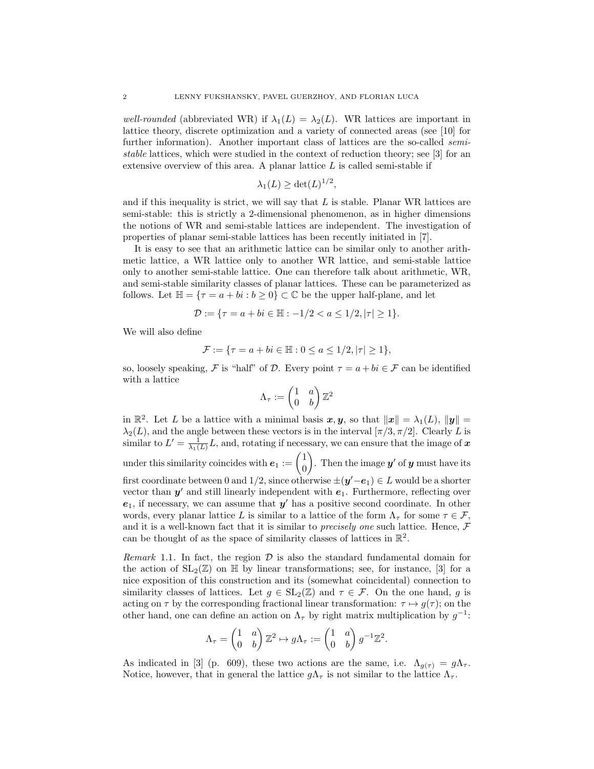*well-rounded* (abbreviated WR) if $\lambda_1(L) = \lambda_2(L)$. WR lattices are important in lattice theory, discrete optimization and a variety of connected areas (see [10] for further information). Another important class of lattices are the so-called *semi-stable* lattices, which were studied in the context of reduction theory; see [3] for an extensive overview of this area. A planar lattice $L$ is called semi-stable if

$$\lambda_1(L) \geq \det(L)^{1/2},$$

and if this inequality is strict, we will say that $L$ is stable. Planar WR lattices are semi-stable: this is strictly a 2-dimensional phenomenon, as in higher dimensions the notions of WR and semi-stable lattices are independent. The investigation of properties of planar semi-stable lattices has been recently initiated in [7].

It is easy to see that an arithmetic lattice can be similar only to another arithmetic lattice, a WR lattice only to another WR lattice, and semi-stable lattice only to another semi-stable lattice. One can therefore talk about arithmetic, WR, and semi-stable similarity classes of planar lattices. These can be parameterized as follows. Let $\mathbb{H} = \{\tau = a + bi : b \geq 0\} \subset \mathbb{C}$ be the upper half-plane, and let

$$\mathcal{D} := \{\tau = a + bi \in \mathbb{H} : -1/2 < a \leq 1/2, |\tau| \geq 1\}.$$

We will also define

$$\mathcal{F} := \{\tau = a + bi \in \mathbb{H} : 0 \leq a \leq 1/2, |\tau| \geq 1\},$$

so, loosely speaking, $\mathcal{F}$ is "half" of $\mathcal{D}$. Every point $\tau = a + bi \in \mathcal{F}$ can be identified with a lattice

$$\Lambda_\tau := \begin{pmatrix} 1 & a \\ 0 & b \end{pmatrix} \mathbb{Z}^2$$

in $\mathbb{R}^2$. Let $L$ be a lattice with a minimal basis $\boldsymbol{x}, \boldsymbol{y}$, so that $\|\boldsymbol{x}\| = \lambda_1(L)$, $\|\boldsymbol{y}\| = \lambda_2(L)$, and the angle between these vectors is in the interval $[\pi/3, \pi/2]$. Clearly $L$ is similar to $L' = \frac{1}{\lambda_1(L)} L$, and, rotating if necessary, we can ensure that the image of $\boldsymbol{x}$ under this similarity coincides with $\boldsymbol{e}_1 := \begin{pmatrix} 1 \\ 0 \end{pmatrix}$. Then the image $\boldsymbol{y}'$ of $\boldsymbol{y}$ must have its first coordinate between 0 and $1/2$, since otherwise $\pm(\boldsymbol{y}' - \boldsymbol{e}_1) \in L$ would be a shorter vector than $\boldsymbol{y}'$ and still linearly independent with $\boldsymbol{e}_1$. Furthermore, reflecting over $\boldsymbol{e}_1$, if necessary, we can assume that $\boldsymbol{y}'$ has a positive second coordinate. In other words, every planar lattice $L$ is similar to a lattice of the form $\Lambda_\tau$ for some $\tau \in \mathcal{F}$, and it is a well-known fact that it is similar to *precisely one* such lattice. Hence, $\mathcal{F}$ can be thought of as the space of similarity classes of lattices in $\mathbb{R}^2$.

*Remark* 1.1. In fact, the region $\mathcal{D}$ is also the standard fundamental domain for the action of $\mathrm{SL}_2(\mathbb{Z})$ on $\mathbb{H}$ by linear transformations; see, for instance, [3] for a nice exposition of this construction and its (somewhat coincidental) connection to similarity classes of lattices. Let $g \in \mathrm{SL}_2(\mathbb{Z})$ and $\tau \in \mathcal{F}$. On the one hand, $g$ is acting on $\tau$ by the corresponding fractional linear transformation: $\tau \mapsto g(\tau)$; on the other hand, one can define an action on $\Lambda_\tau$ by right matrix multiplication by $g^{-1}$:

$$\Lambda_\tau = \begin{pmatrix} 1 & a \\ 0 & b \end{pmatrix} \mathbb{Z}^2 \mapsto g\Lambda_\tau := \begin{pmatrix} 1 & a \\ 0 & b \end{pmatrix} g^{-1} \mathbb{Z}^2.$$

As indicated in [3] (p. 609), these two actions are the same, i.e. $\Lambda_{g(\tau)} = g\Lambda_\tau$. Notice, however, that in general the lattice $g\Lambda_\tau$ is not similar to the lattice $\Lambda_\tau$.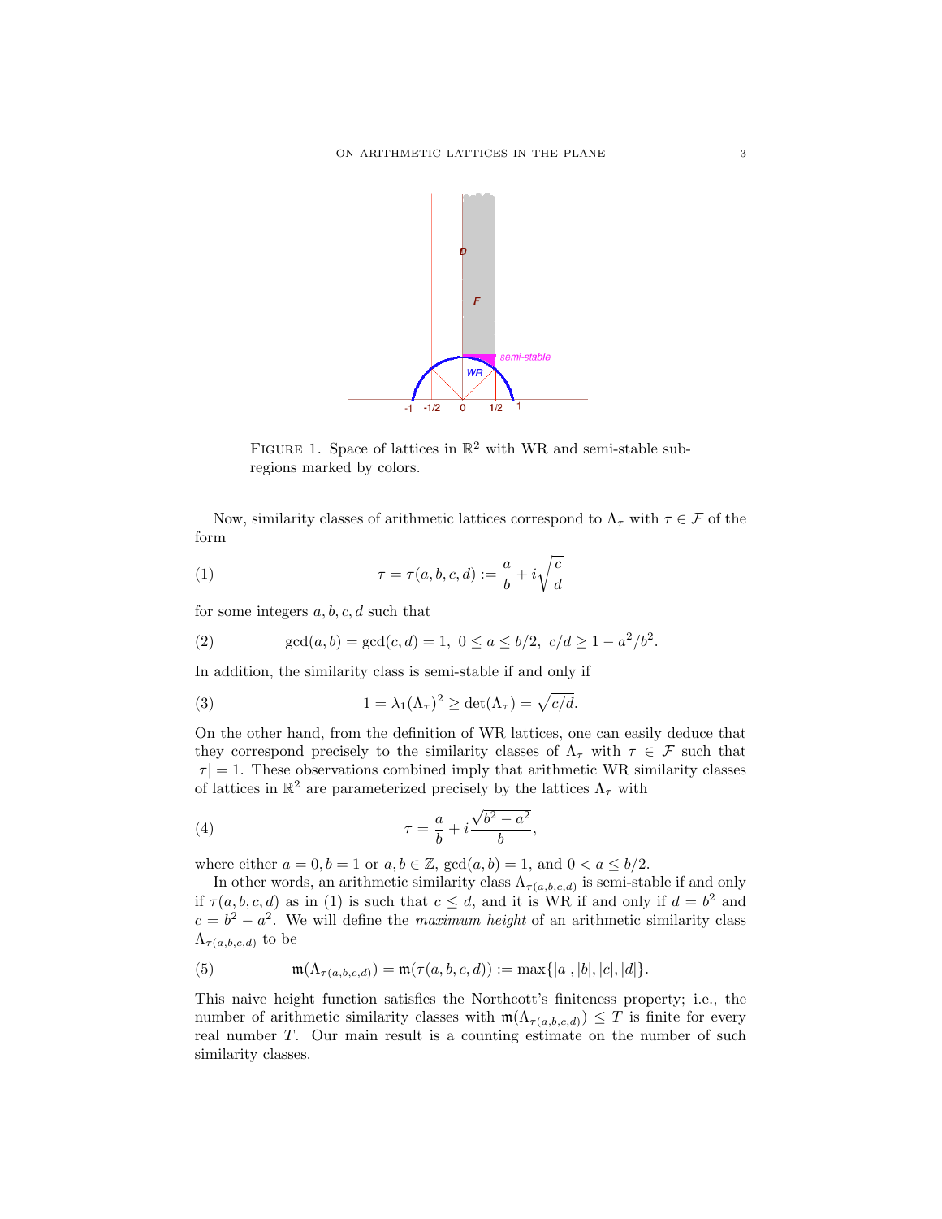FIGURE 1. Space of lattices in $\mathbb{R}^2$ with WR and semi-stable subregions marked by colors.

Now, similarity classes of arithmetic lattices correspond to $\Lambda_\tau$ with $\tau \in \mathcal{F}$ of the form

$$\tau = \tau(a,b,c,d) := \frac{a}{b} + i\sqrt{\frac{c}{d}} \tag{1}$$

for some integers $a, b, c, d$ such that

$$\gcd(a,b) = \gcd(c,d) = 1,\ 0 \leq a \leq b/2,\ c/d \geq 1 - a^2/b^2. \tag{2}$$

In addition, the similarity class is semi-stable if and only if

$$1 = \lambda_1(\Lambda_\tau)^2 \geq \det(\Lambda_\tau) = \sqrt{c/d}. \tag{3}$$

On the other hand, from the definition of WR lattices, one can easily deduce that they correspond precisely to the similarity classes of $\Lambda_\tau$ with $\tau \in \mathcal{F}$ such that $|\tau| = 1$. These observations combined imply that arithmetic WR similarity classes of lattices in $\mathbb{R}^2$ are parameterized precisely by the lattices $\Lambda_\tau$ with

$$\tau = \frac{a}{b} + i\frac{\sqrt{b^2 - a^2}}{b}, \tag{4}$$

where either $a = 0, b = 1$ or $a, b \in \mathbb{Z}$, $\gcd(a,b) = 1$, and $0 < a \leq b/2$.

In other words, an arithmetic similarity class $\Lambda_{\tau(a,b,c,d)}$ is semi-stable if and only if $\tau(a,b,c,d)$ as in (1) is such that $c \leq d$, and it is WR if and only if $d = b^2$ and $c = b^2 - a^2$. We will define the *maximum height* of an arithmetic similarity class $\Lambda_{\tau(a,b,c,d)}$ to be

$$\mathfrak{m}(\Lambda_{\tau(a,b,c,d)}) = \mathfrak{m}(\tau(a,b,c,d)) := \max\{|a|, |b|, |c|, |d|\}. \tag{5}$$

This naive height function satisfies the Northcott's finiteness property; i.e., the number of arithmetic similarity classes with $\mathfrak{m}(\Lambda_{\tau(a,b,c,d)}) \leq T$ is finite for every real number $T$. Our main result is a counting estimate on the number of such similarity classes.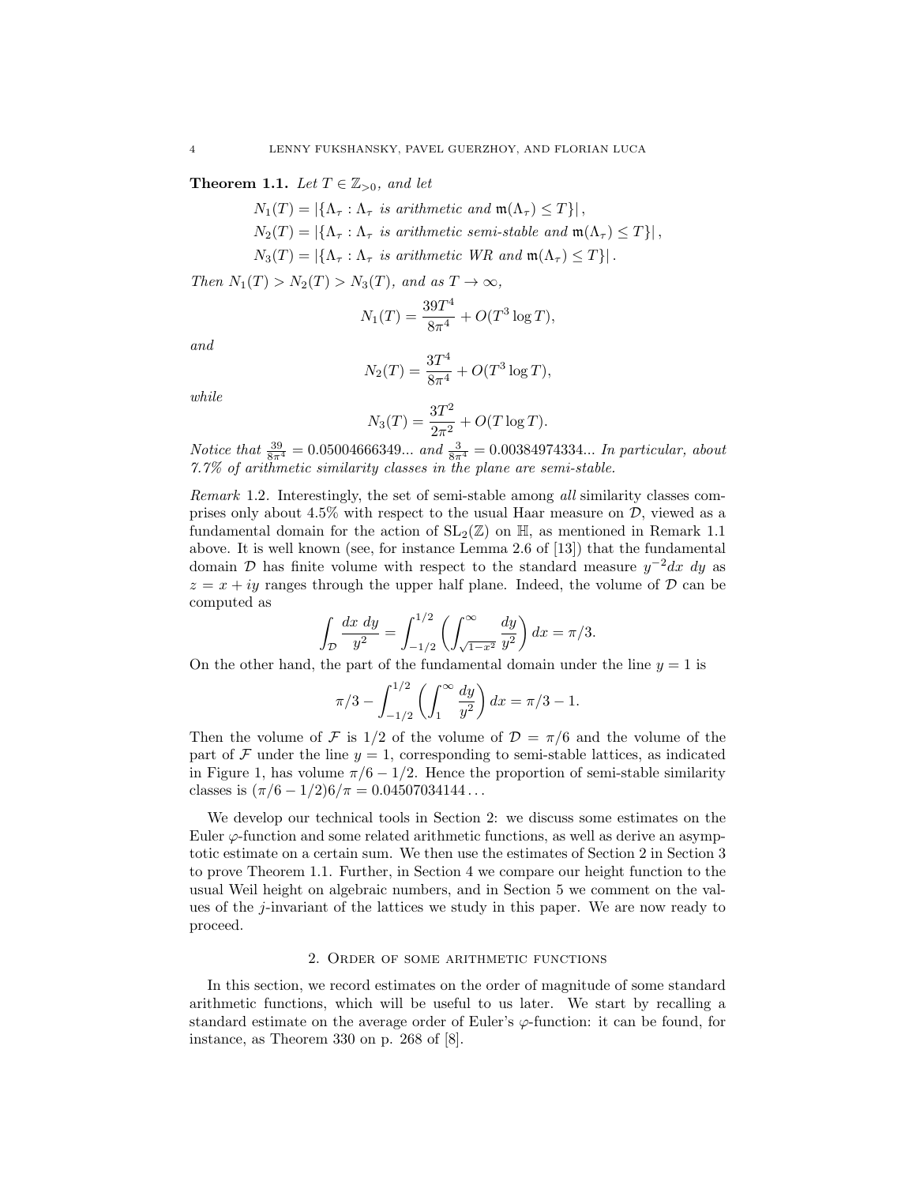**Theorem 1.1.** *Let $T \in \mathbb{Z}_{>0}$, and let*

$$N_1(T) = |\{\Lambda_\tau : \Lambda_\tau \text{ is arithmetic and } \mathfrak{m}(\Lambda_\tau) \leq T\}|,$$
$$N_2(T) = |\{\Lambda_\tau : \Lambda_\tau \text{ is arithmetic semi-stable and } \mathfrak{m}(\Lambda_\tau) \leq T\}|,$$
$$N_3(T) = |\{\Lambda_\tau : \Lambda_\tau \text{ is arithmetic WR and } \mathfrak{m}(\Lambda_\tau) \leq T\}|.$$

*Then $N_1(T) > N_2(T) > N_3(T)$, and as $T \to \infty$,*

$$N_1(T) = \frac{39T^4}{8\pi^4} + O(T^3 \log T),$$

*and*

$$N_2(T) = \frac{3T^4}{8\pi^4} + O(T^3 \log T),$$

*while*

$$N_3(T) = \frac{3T^2}{2\pi^2} + O(T \log T).$$

*Notice that $\frac{39}{8\pi^4} = 0.05004666349...$ and $\frac{3}{8\pi^4} = 0.00384974334...$ In particular, about 7.7% of arithmetic similarity classes in the plane are semi-stable.*

*Remark* 1.2. Interestingly, the set of semi-stable among *all* similarity classes comprises only about 4.5% with respect to the usual Haar measure on $\mathcal{D}$, viewed as a fundamental domain for the action of $\mathrm{SL}_2(\mathbb{Z})$ on $\mathbb{H}$, as mentioned in Remark 1.1 above. It is well known (see, for instance Lemma 2.6 of [13]) that the fundamental domain $\mathcal{D}$ has finite volume with respect to the standard measure $y^{-2}dx\ dy$ as $z = x + iy$ ranges through the upper half plane. Indeed, the volume of $\mathcal{D}$ can be computed as

$$\int_{\mathcal{D}} \frac{dx\ dy}{y^2} = \int_{-1/2}^{1/2} \left( \int_{\sqrt{1-x^2}}^{\infty} \frac{dy}{y^2} \right) dx = \pi/3.$$

On the other hand, the part of the fundamental domain under the line $y = 1$ is

$$\pi/3 - \int_{-1/2}^{1/2} \left( \int_{1}^{\infty} \frac{dy}{y^2} \right) dx = \pi/3 - 1.$$

Then the volume of $\mathcal{F}$ is $1/2$ of the volume of $\mathcal{D} = \pi/6$ and the volume of the part of $\mathcal{F}$ under the line $y = 1$, corresponding to semi-stable lattices, as indicated in Figure 1, has volume $\pi/6 - 1/2$. Hence the proportion of semi-stable similarity classes is $(\pi/6 - 1/2)6/\pi = 0.04507034144\ldots$

We develop our technical tools in Section 2: we discuss some estimates on the Euler $\varphi$-function and some related arithmetic functions, as well as derive an asymptotic estimate on a certain sum. We then use the estimates of Section 2 in Section 3 to prove Theorem 1.1. Further, in Section 4 we compare our height function to the usual Weil height on algebraic numbers, and in Section 5 we comment on the values of the $j$-invariant of the lattices we study in this paper. We are now ready to proceed.

## 2. Order of some arithmetic functions

In this section, we record estimates on the order of magnitude of some standard arithmetic functions, which will be useful to us later. We start by recalling a standard estimate on the average order of Euler's $\varphi$-function: it can be found, for instance, as Theorem 330 on p. 268 of [8].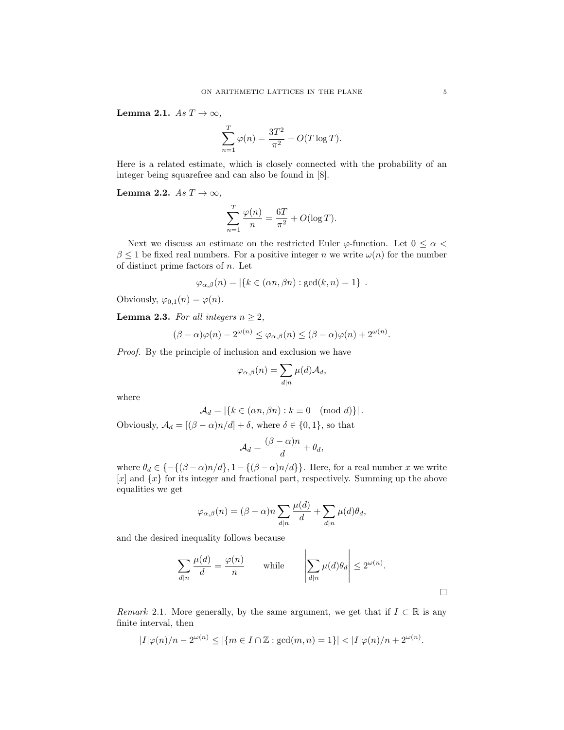**Lemma 2.1.** *As $T \to \infty$,*

$$\sum_{n=1}^{T} \varphi(n) = \frac{3T^2}{\pi^2} + O(T \log T).$$

Here is a related estimate, which is closely connected with the probability of an integer being squarefree and can also be found in [8].

**Lemma 2.2.** *As $T \to \infty$,*

$$\sum_{n=1}^{T} \frac{\varphi(n)}{n} = \frac{6T}{\pi^2} + O(\log T).$$

Next we discuss an estimate on the restricted Euler $\varphi$-function. Let $0 \leq \alpha < \beta \leq 1$ be fixed real numbers. For a positive integer $n$ we write $\omega(n)$ for the number of distinct prime factors of $n$. Let

$$\varphi_{\alpha,\beta}(n) = \left|\{k \in (\alpha n, \beta n) : \gcd(k,n) = 1\}\right|.$$

Obviously, $\varphi_{0,1}(n) = \varphi(n)$.

**Lemma 2.3.** *For all integers $n \geq 2$,*

$$(\beta - \alpha)\varphi(n) - 2^{\omega(n)} \leq \varphi_{\alpha,\beta}(n) \leq (\beta - \alpha)\varphi(n) + 2^{\omega(n)}.$$

*Proof.* By the principle of inclusion and exclusion we have

$$\varphi_{\alpha,\beta}(n) = \sum_{d|n} \mu(d)\mathcal{A}_d,$$

where

$$\mathcal{A}_d = \left|\{k \in (\alpha n, \beta n) : k \equiv 0 \pmod{d}\}\right|.$$

Obviously, $\mathcal{A}_d = [(\beta - \alpha)n/d] + \delta$, where $\delta \in \{0, 1\}$, so that

$$\mathcal{A}_d = \frac{(\beta - \alpha)n}{d} + \theta_d,$$

where $\theta_d \in \{-\{(\beta-\alpha)n/d\}, 1 - \{(\beta-\alpha)n/d\}\}$. Here, for a real number $x$ we write $[x]$ and $\{x\}$ for its integer and fractional part, respectively. Summing up the above equalities we get

$$\varphi_{\alpha,\beta}(n) = (\beta - \alpha)n \sum_{d|n} \frac{\mu(d)}{d} + \sum_{d|n} \mu(d)\theta_d,$$

and the desired inequality follows because

$$\sum_{d|n} \frac{\mu(d)}{d} = \frac{\varphi(n)}{n} \qquad \text{while} \qquad \left|\sum_{d|n} \mu(d)\theta_d\right| \leq 2^{\omega(n)}.$$

□

*Remark* 2.1. More generally, by the same argument, we get that if $I \subset \mathbb{R}$ is any finite interval, then

$$|I|\varphi(n)/n - 2^{\omega(n)} \leq |\{m \in I \cap \mathbb{Z} : \gcd(m,n) = 1\}| < |I|\varphi(n)/n + 2^{\omega(n)}.$$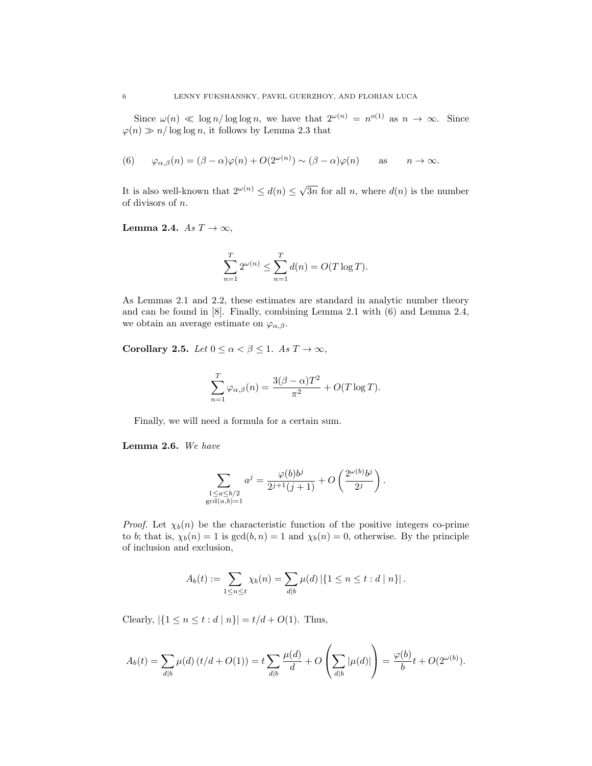Since $\omega(n) \ll \log n/\log\log n$, we have that $2^{\omega(n)} = n^{o(1)}$ as $n \to \infty$. Since $\varphi(n) \gg n/\log\log n$, it follows by Lemma 2.3 that

$$\varphi_{\alpha,\beta}(n) = (\beta - \alpha)\varphi(n) + O(2^{\omega(n)}) \sim (\beta - \alpha)\varphi(n) \qquad \text{as} \qquad n \to \infty. \tag{6}$$

It is also well-known that $2^{\omega(n)} \leq d(n) \leq \sqrt{3n}$ for all $n$, where $d(n)$ is the number of divisors of $n$.

**Lemma 2.4.** *As $T \to \infty$,*

$$\sum_{n=1}^{T} 2^{\omega(n)} \leq \sum_{n=1}^{T} d(n) = O(T \log T).$$

As Lemmas 2.1 and 2.2, these estimates are standard in analytic number theory and can be found in [8]. Finally, combining Lemma 2.1 with (6) and Lemma 2.4, we obtain an average estimate on $\varphi_{\alpha,\beta}$.

**Corollary 2.5.** *Let $0 \leq \alpha < \beta \leq 1$. As $T \to \infty$,*

$$\sum_{n=1}^{T} \varphi_{\alpha,\beta}(n) = \frac{3(\beta - \alpha)T^2}{\pi^2} + O(T \log T).$$

Finally, we will need a formula for a certain sum.

**Lemma 2.6.** *We have*

$$\sum_{\substack{1 \leq a \leq b/2 \\ \gcd(a,b)=1}} a^j = \frac{\varphi(b)b^j}{2^{j+1}(j+1)} + O\left(\frac{2^{\omega(b)}b^j}{2^j}\right).$$

*Proof.* Let $\chi_b(n)$ be the characteristic function of the positive integers co-prime to $b$; that is, $\chi_b(n) = 1$ is $\gcd(b, n) = 1$ and $\chi_b(n) = 0$, otherwise. By the principle of inclusion and exclusion,

$$A_b(t) := \sum_{1 \leq n \leq t} \chi_b(n) = \sum_{d \mid b} \mu(d) \left|\{1 \leq n \leq t : d \mid n\}\right|.$$

Clearly, $|\{1 \leq n \leq t : d \mid n\}| = t/d + O(1)$. Thus,

$$A_b(t) = \sum_{d \mid b} \mu(d) \left(t/d + O(1)\right) = t \sum_{d \mid b} \frac{\mu(d)}{d} + O\left(\sum_{d \mid b} |\mu(d)|\right) = \frac{\varphi(b)}{b} t + O(2^{\omega(b)}).$$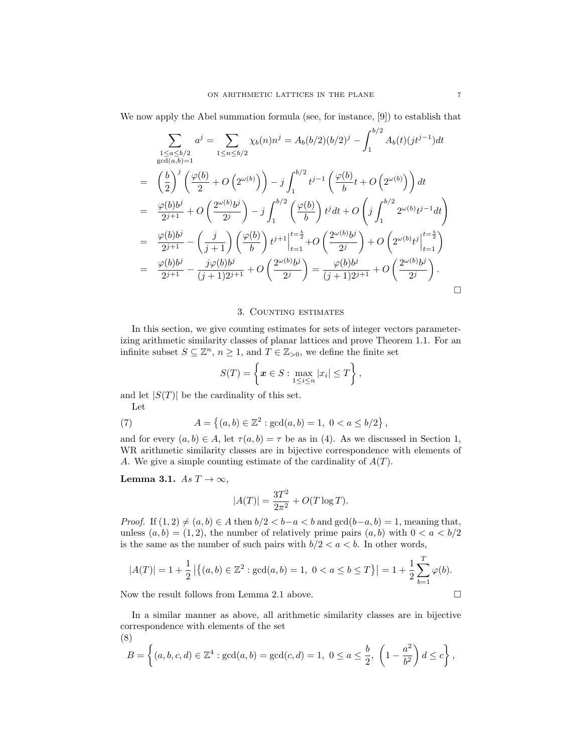We now apply the Abel summation formula (see, for instance, [9]) to establish that

$$
\begin{aligned}
\sum_{\substack{1\leq a\leq b/2\\ \gcd(a,b)=1}} a^j &= \sum_{1\leq n\leq b/2} \chi_b(n) n^j = A_b(b/2)(b/2)^j - \int_1^{b/2} A_b(t)(jt^{j-1})dt \\
&= \left(\frac{b}{2}\right)^j \left(\frac{\varphi(b)}{2} + O\left(2^{\omega(b)}\right)\right) - j\int_1^{b/2} t^{j-1}\left(\frac{\varphi(b)}{b}t + O\left(2^{\omega(b)}\right)\right)dt \\
&= \frac{\varphi(b)b^j}{2^{j+1}} + O\left(\frac{2^{\omega(b)}b^j}{2^j}\right) - j\int_1^{b/2}\left(\frac{\varphi(b)}{b}\right)t^j dt + O\left(j\int_1^{b/2} 2^{\omega(b)}t^{j-1}dt\right) \\
&= \frac{\varphi(b)b^j}{2^{j+1}} - \left(\frac{j}{j+1}\right)\left(\frac{\varphi(b)}{b}\right)t^{j+1}\Big|_{t=1}^{t=\frac{b}{2}} + O\left(\frac{2^{\omega(b)}b^j}{2^j}\right) + O\left(2^{\omega(b)}t^j\Big|_{t=1}^{t=\frac{b}{2}}\right) \\
&= \frac{\varphi(b)b^j}{2^{j+1}} - \frac{j\varphi(b)b^j}{(j+1)2^{j+1}} + O\left(\frac{2^{\omega(b)}b^j}{2^j}\right) = \frac{\varphi(b)b^j}{(j+1)2^{j+1}} + O\left(\frac{2^{\omega(b)}b^j}{2^j}\right).
\end{aligned}
$$

□

## 3. Counting estimates

In this section, we give counting estimates for sets of integer vectors parameterizing arithmetic similarity classes of planar lattices and prove Theorem 1.1. For an infinite subset $S \subseteq \mathbb{Z}^n$, $n \geq 1$, and $T \in \mathbb{Z}_{>0}$, we define the finite set

$$
S(T) = \left\{ \boldsymbol{x} \in S : \max_{1\leq i\leq n} |x_i| \leq T \right\},
$$

and let $|S(T)|$ be the cardinality of this set.

Let

$$
A = \left\{ (a,b) \in \mathbb{Z}^2 : \gcd(a,b) = 1,\ 0 < a \leq b/2 \right\}, \tag{7}
$$

and for every $(a,b) \in A$, let $\tau(a,b) = \tau$ be as in (4). As we discussed in Section 1, WR arithmetic similarity classes are in bijective correspondence with elements of $A$. We give a simple counting estimate of the cardinality of $A(T)$.

**Lemma 3.1.** *As* $T \to \infty$,

$$
|A(T)| = \frac{3T^2}{2\pi^2} + O(T \log T).
$$

*Proof.* If $(1,2) \neq (a,b) \in A$ then $b/2 < b-a < b$ and $\gcd(b-a,b) = 1$, meaning that, unless $(a,b) = (1,2)$, the number of relatively prime pairs $(a,b)$ with $0 < a < b/2$ is the same as the number of such pairs with $b/2 < a < b$. In other words,

$$
|A(T)| = 1 + \frac{1}{2}\left|\left\{(a,b) \in \mathbb{Z}^2 : \gcd(a,b) = 1,\ 0 < a \leq b \leq T\right\}\right| = 1 + \frac{1}{2}\sum_{b=1}^{T}\varphi(b).
$$

Now the result follows from Lemma 2.1 above. □

In a similar manner as above, all arithmetic similarity classes are in bijective correspondence with elements of the set

$$
B = \left\{ (a,b,c,d) \in \mathbb{Z}^4 : \gcd(a,b) = \gcd(c,d) = 1,\ 0 \leq a \leq \frac{b}{2},\ \left(1 - \frac{a^2}{b^2}\right)d \leq c \right\}, \tag{8}
$$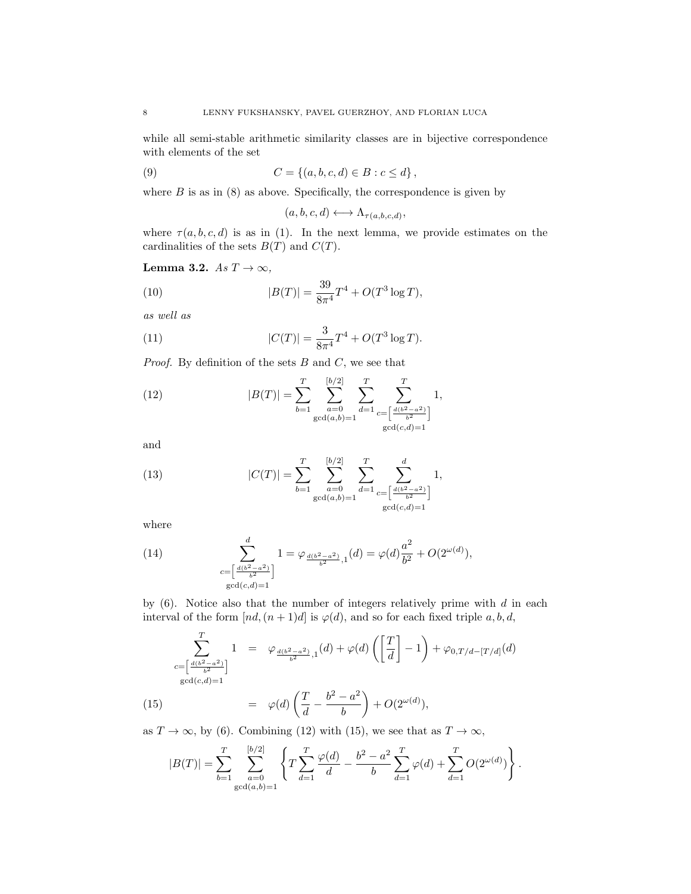while all semi-stable arithmetic similarity classes are in bijective correspondence with elements of the set

$$C = \{(a,b,c,d) \in B : c \leq d\}, \tag{9}$$

where $B$ is as in (8) as above. Specifically, the correspondence is given by

$$(a,b,c,d) \longleftrightarrow \Lambda_{\tau(a,b,c,d)},$$

where $\tau(a,b,c,d)$ is as in (1). In the next lemma, we provide estimates on the cardinalities of the sets $B(T)$ and $C(T)$.

**Lemma 3.2.** *As $T \to \infty$,*

$$|B(T)| = \frac{39}{8\pi^4} T^4 + O(T^3 \log T), \tag{10}$$

*as well as*

$$|C(T)| = \frac{3}{8\pi^4} T^4 + O(T^3 \log T). \tag{11}$$

*Proof.* By definition of the sets $B$ and $C$, we see that

$$|B(T)| = \sum_{b=1}^{T} \sum_{\substack{a=0 \\ \gcd(a,b)=1}}^{[b/2]} \sum_{d=1}^{T} \sum_{\substack{c=\left[\frac{d(b^2-a^2)}{b^2}\right] \\ \gcd(c,d)=1}}^{T} 1, \tag{12}$$

and

$$|C(T)| = \sum_{b=1}^{T} \sum_{\substack{a=0 \\ \gcd(a,b)=1}}^{[b/2]} \sum_{d=1}^{T} \sum_{\substack{c=\left[\frac{d(b^2-a^2)}{b^2}\right] \\ \gcd(c,d)=1}}^{d} 1, \tag{13}$$

where

$$\sum_{\substack{c=\left[\frac{d(b^2-a^2)}{b^2}\right] \\ \gcd(c,d)=1}}^{d} 1 = \varphi_{\frac{d(b^2-a^2)}{b^2},1}(d) = \varphi(d)\frac{a^2}{b^2} + O(2^{\omega(d)}), \tag{14}$$

by (6). Notice also that the number of integers relatively prime with $d$ in each interval of the form $[nd,(n+1)d]$ is $\varphi(d)$, and so for each fixed triple $a,b,d$,

$$\begin{aligned} \sum_{\substack{c=\left[\frac{d(b^2-a^2)}{b^2}\right] \\ \gcd(c,d)=1}}^{T} 1 &= \varphi_{\frac{d(b^2-a^2)}{b^2},1}(d) + \varphi(d)\left(\left[\frac{T}{d}\right]-1\right) + \varphi_{0,T/d-[T/d]}(d) \\ &= \varphi(d)\left(\frac{T}{d} - \frac{b^2-a^2}{b}\right) + O(2^{\omega(d)}), \end{aligned} \tag{15}$$

as $T \to \infty$, by (6). Combining (12) with (15), we see that as $T \to \infty$,

$$|B(T)| = \sum_{b=1}^{T} \sum_{\substack{a=0 \\ \gcd(a,b)=1}}^{[b/2]} \left\{ T\sum_{d=1}^{T} \frac{\varphi(d)}{d} - \frac{b^2-a^2}{b} \sum_{d=1}^{T} \varphi(d) + \sum_{d=1}^{T} O(2^{\omega(d)}) \right\}.$$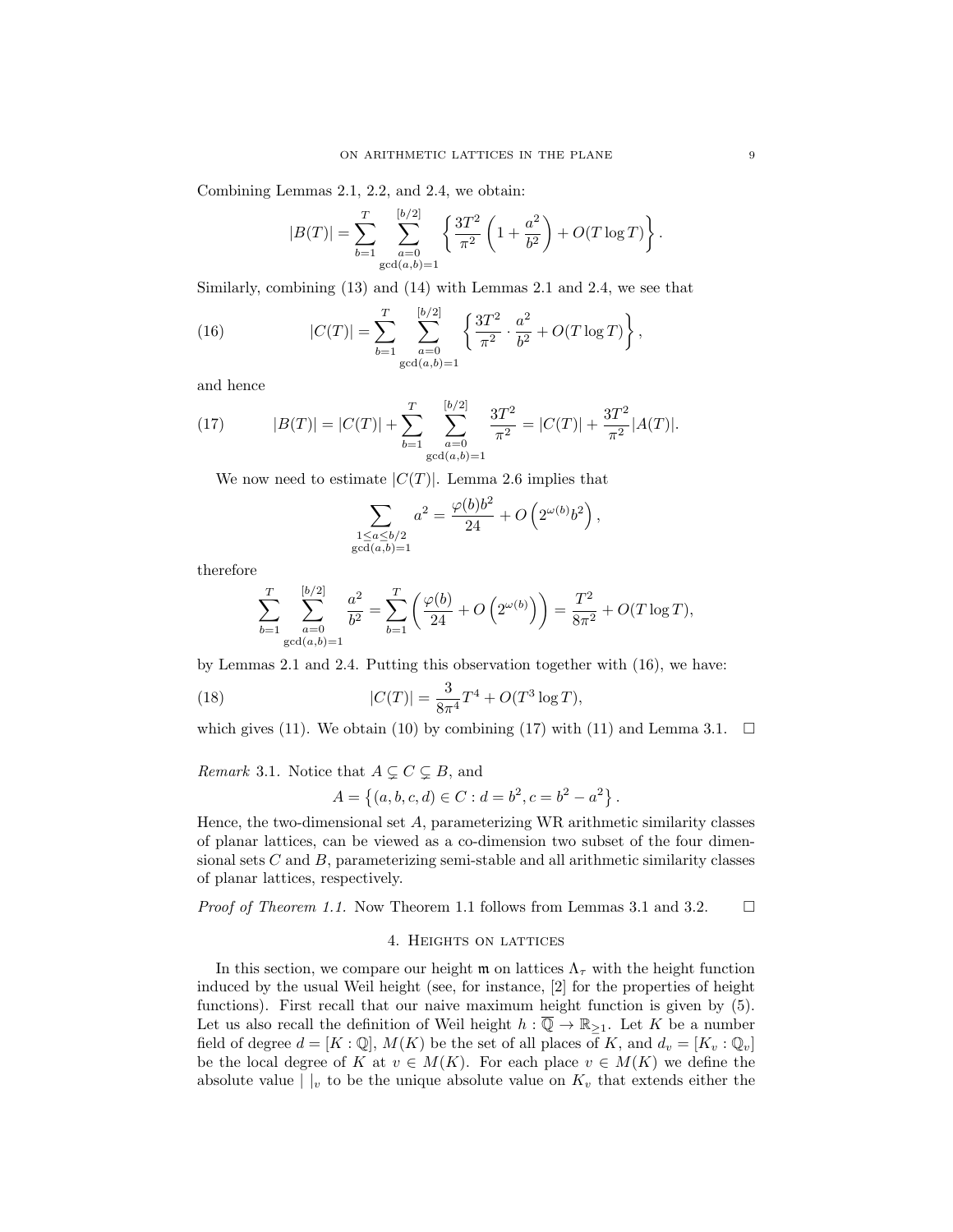Combining Lemmas 2.1, 2.2, and 2.4, we obtain:

$$|B(T)| = \sum_{b=1}^{T} \sum_{\substack{a=0 \\ \gcd(a,b)=1}}^{[b/2]} \left\{ \frac{3T^2}{\pi^2} \left( 1 + \frac{a^2}{b^2} \right) + O(T \log T) \right\}.$$

Similarly, combining (13) and (14) with Lemmas 2.1 and 2.4, we see that

$$|C(T)| = \sum_{b=1}^{T} \sum_{\substack{a=0 \\ \gcd(a,b)=1}}^{[b/2]} \left\{ \frac{3T^2}{\pi^2} \cdot \frac{a^2}{b^2} + O(T \log T) \right\}, \tag{16}$$

and hence

$$|B(T)| = |C(T)| + \sum_{b=1}^{T} \sum_{\substack{a=0 \\ \gcd(a,b)=1}}^{[b/2]} \frac{3T^2}{\pi^2} = |C(T)| + \frac{3T^2}{\pi^2} |A(T)|. \tag{17}$$

We now need to estimate $|C(T)|$. Lemma 2.6 implies that

$$\sum_{\substack{1 \leq a \leq b/2 \\ \gcd(a,b)=1}} a^2 = \frac{\varphi(b) b^2}{24} + O\left( 2^{\omega(b)} b^2 \right),$$

therefore

$$\sum_{b=1}^{T} \sum_{\substack{a=0 \\ \gcd(a,b)=1}}^{[b/2]} \frac{a^2}{b^2} = \sum_{b=1}^{T} \left( \frac{\varphi(b)}{24} + O\left( 2^{\omega(b)} \right) \right) = \frac{T^2}{8\pi^2} + O(T \log T),$$

by Lemmas 2.1 and 2.4. Putting this observation together with (16), we have:

$$|C(T)| = \frac{3}{8\pi^4} T^4 + O(T^3 \log T), \tag{18}$$

which gives (11). We obtain (10) by combining (17) with (11) and Lemma 3.1. $\square$

*Remark* 3.1. Notice that $A \subsetneq C \subsetneq B$, and

$$A = \left\{ (a, b, c, d) \in C : d = b^2, c = b^2 - a^2 \right\}.$$

Hence, the two-dimensional set $A$, parameterizing WR arithmetic similarity classes of planar lattices, can be viewed as a co-dimension two subset of the four dimensional sets $C$ and $B$, parameterizing semi-stable and all arithmetic similarity classes of planar lattices, respectively.

*Proof of Theorem 1.1.* Now Theorem 1.1 follows from Lemmas 3.1 and 3.2. $\square$

## 4. Heights on lattices

In this section, we compare our height $\mathfrak{m}$ on lattices $\Lambda_\tau$ with the height function induced by the usual Weil height (see, for instance, [2] for the properties of height functions). First recall that our naive maximum height function is given by (5). Let us also recall the definition of Weil height $h : \overline{\mathbb{Q}} \to \mathbb{R}_{\geq 1}$. Let $K$ be a number field of degree $d = [K : \mathbb{Q}]$, $M(K)$ be the set of all places of $K$, and $d_v = [K_v : \mathbb{Q}_v]$ be the local degree of $K$ at $v \in M(K)$. For each place $v \in M(K)$ we define the absolute value $| \ |_v$ to be the unique absolute value on $K_v$ that extends either the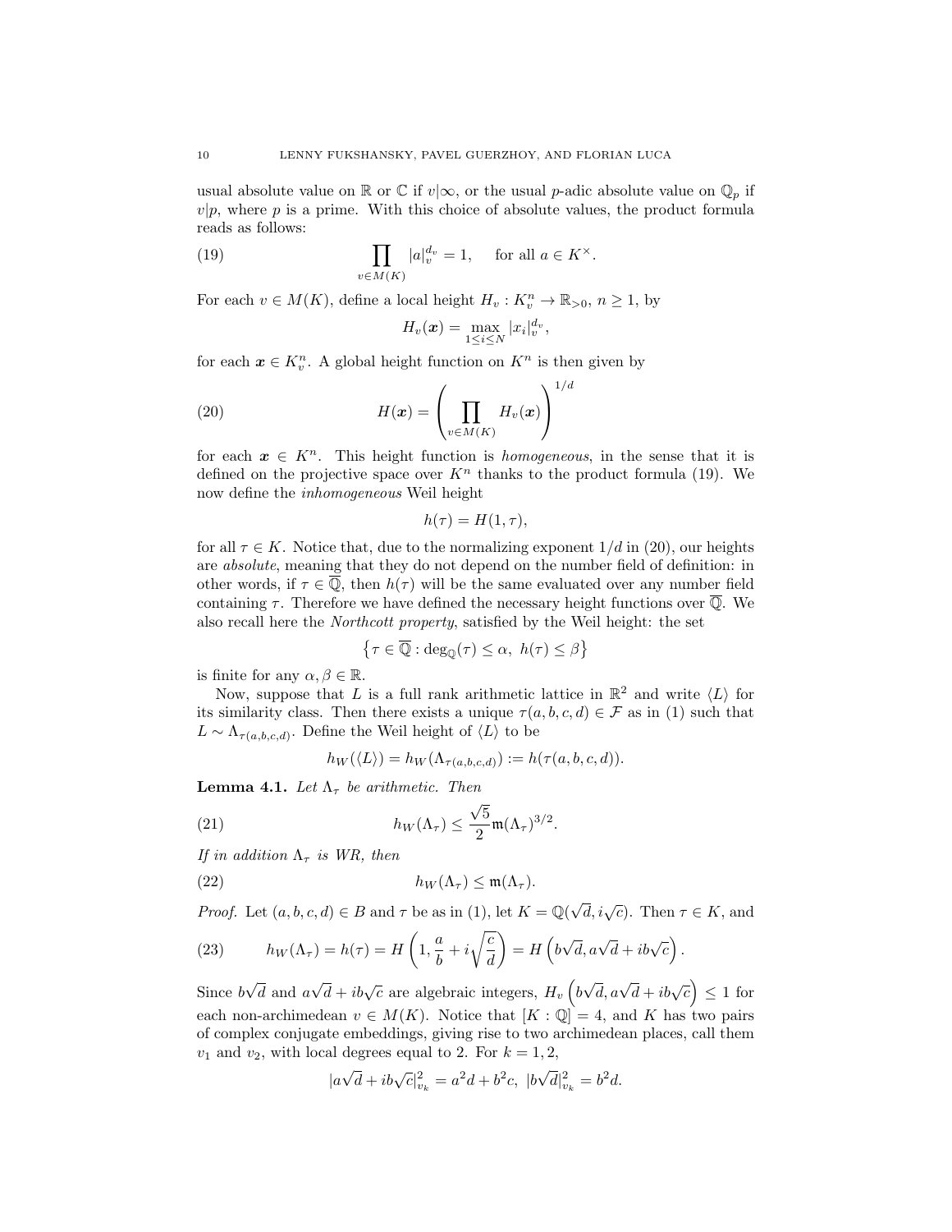usual absolute value on $\mathbb{R}$ or $\mathbb{C}$ if $v|\infty$, or the usual $p$-adic absolute value on $\mathbb{Q}_p$ if $v|p$, where $p$ is a prime. With this choice of absolute values, the product formula reads as follows:

$$\prod_{v \in M(K)} |a|_v^{d_v} = 1, \quad \text{for all } a \in K^\times. \tag{19}$$

For each $v \in M(K)$, define a local height $H_v : K_v^n \to \mathbb{R}_{>0}$, $n \geq 1$, by

$$H_v(\boldsymbol{x}) = \max_{1 \leq i \leq N} |x_i|_v^{d_v},$$

for each $\boldsymbol{x} \in K_v^n$. A global height function on $K^n$ is then given by

$$H(\boldsymbol{x}) = \left( \prod_{v \in M(K)} H_v(\boldsymbol{x}) \right)^{1/d} \tag{20}$$

for each $\boldsymbol{x} \in K^n$. This height function is *homogeneous*, in the sense that it is defined on the projective space over $K^n$ thanks to the product formula (19). We now define the *inhomogeneous* Weil height

$$h(\tau) = H(1, \tau),$$

for all $\tau \in K$. Notice that, due to the normalizing exponent $1/d$ in (20), our heights are *absolute*, meaning that they do not depend on the number field of definition: in other words, if $\tau \in \overline{\mathbb{Q}}$, then $h(\tau)$ will be the same evaluated over any number field containing $\tau$. Therefore we have defined the necessary height functions over $\overline{\mathbb{Q}}$. We also recall here the *Northcott property*, satisfied by the Weil height: the set

$$\left\{ \tau \in \overline{\mathbb{Q}} : \deg_{\mathbb{Q}}(\tau) \leq \alpha,\ h(\tau) \leq \beta \right\}$$

is finite for any $\alpha, \beta \in \mathbb{R}$.

Now, suppose that $L$ is a full rank arithmetic lattice in $\mathbb{R}^2$ and write $\langle L \rangle$ for its similarity class. Then there exists a unique $\tau(a,b,c,d) \in \mathcal{F}$ as in (1) such that $L \sim \Lambda_{\tau(a,b,c,d)}$. Define the Weil height of $\langle L \rangle$ to be

$$h_W(\langle L \rangle) = h_W(\Lambda_{\tau(a,b,c,d)}) := h(\tau(a,b,c,d)).$$

**Lemma 4.1.** *Let $\Lambda_\tau$ be arithmetic. Then*

$$h_W(\Lambda_\tau) \leq \frac{\sqrt{5}}{2} \mathfrak{m}(\Lambda_\tau)^{3/2}. \tag{21}$$

*If in addition $\Lambda_\tau$ is WR, then*

$$h_W(\Lambda_\tau) \leq \mathfrak{m}(\Lambda_\tau). \tag{22}$$

*Proof.* Let $(a,b,c,d) \in B$ and $\tau$ be as in (1), let $K = \mathbb{Q}(\sqrt{d}, i\sqrt{c})$. Then $\tau \in K$, and

$$h_W(\Lambda_\tau) = h(\tau) = H\left(1, \frac{a}{b} + i\sqrt{\frac{c}{d}}\right) = H\left(b\sqrt{d}, a\sqrt{d} + ib\sqrt{c}\right). \tag{23}$$

Since $b\sqrt{d}$ and $a\sqrt{d} + ib\sqrt{c}$ are algebraic integers, $H_v\left(b\sqrt{d}, a\sqrt{d} + ib\sqrt{c}\right) \leq 1$ for each non-archimedean $v \in M(K)$. Notice that $[K : \mathbb{Q}] = 4$, and $K$ has two pairs of complex conjugate embeddings, giving rise to two archimedean places, call them $v_1$ and $v_2$, with local degrees equal to 2. For $k = 1, 2$,

$$|a\sqrt{d} + ib\sqrt{c}|_{v_k}^2 = a^2 d + b^2 c,\ |b\sqrt{d}|_{v_k}^2 = b^2 d.$$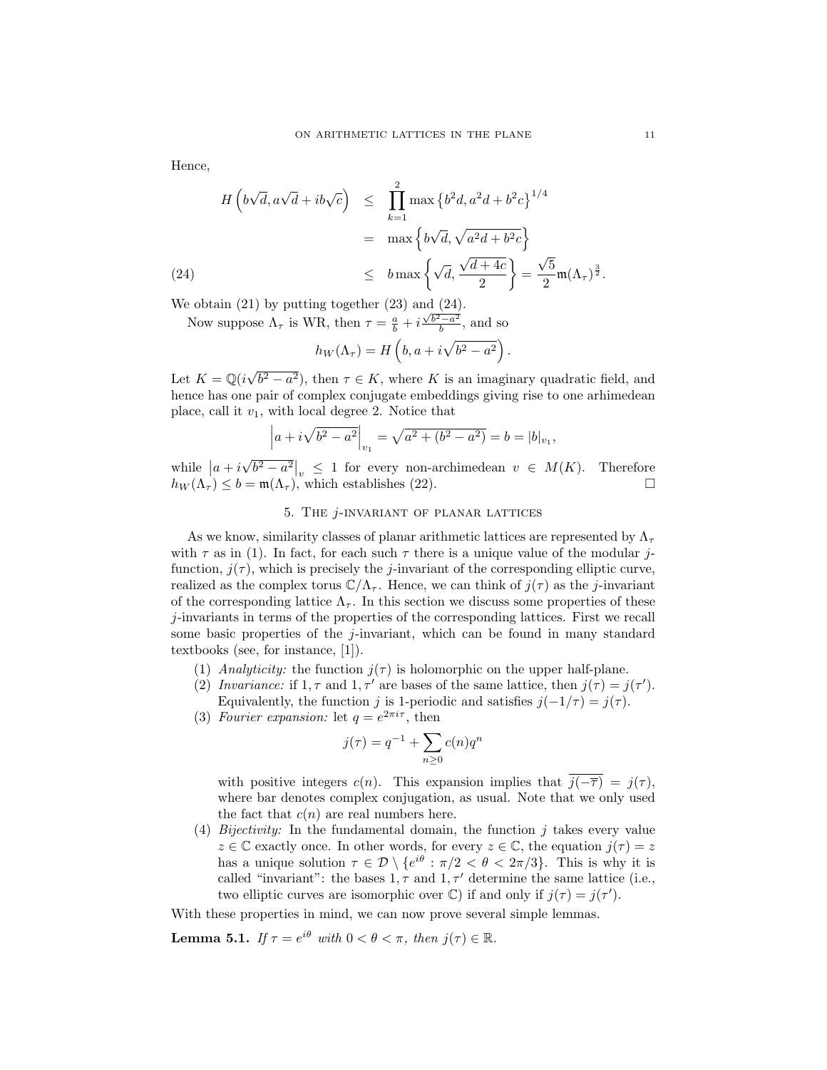Hence,

$$
\begin{aligned}
H\left(b\sqrt{d}, a\sqrt{d}+ib\sqrt{c}\right) &\leq \prod_{k=1}^{2} \max\left\{b^2 d, a^2 d + b^2 c\right\}^{1/4} \\
&= \max\left\{b\sqrt{d}, \sqrt{a^2 d + b^2 c}\right\} \\
&\leq b \max\left\{\sqrt{d}, \frac{\sqrt{d+4c}}{2}\right\} = \frac{\sqrt{5}}{2}\mathfrak{m}(\Lambda_\tau)^{\frac{3}{2}}. \qquad (24)
\end{aligned}
$$

We obtain (21) by putting together (23) and (24).

Now suppose $\Lambda_\tau$ is WR, then $\tau = \frac{a}{b} + i\frac{\sqrt{b^2-a^2}}{b}$, and so

$$
h_W(\Lambda_\tau) = H\left(b, a + i\sqrt{b^2-a^2}\right).
$$

Let $K = \mathbb{Q}(i\sqrt{b^2-a^2})$, then $\tau \in K$, where $K$ is an imaginary quadratic field, and hence has one pair of complex conjugate embeddings giving rise to one arhimedean place, call it $v_1$, with local degree 2. Notice that

$$
\left|a + i\sqrt{b^2-a^2}\right|_{v_1} = \sqrt{a^2 + (b^2-a^2)} = b = |b|_{v_1},
$$

while $\left|a + i\sqrt{b^2-a^2}\right|_v \leq 1$ for every non-archimedean $v \in M(K)$. Therefore $h_W(\Lambda_\tau) \leq b = \mathfrak{m}(\Lambda_\tau)$, which establishes (22). $\square$

## 5. The $j$-invariant of planar lattices

As we know, similarity classes of planar arithmetic lattices are represented by $\Lambda_\tau$ with $\tau$ as in (1). In fact, for each such $\tau$ there is a unique value of the modular $j$-function, $j(\tau)$, which is precisely the $j$-invariant of the corresponding elliptic curve, realized as the complex torus $\mathbb{C}/\Lambda_\tau$. Hence, we can think of $j(\tau)$ as the $j$-invariant of the corresponding lattice $\Lambda_\tau$. In this section we discuss some properties of these $j$-invariants in terms of the properties of the corresponding lattices. First we recall some basic properties of the $j$-invariant, which can be found in many standard textbooks (see, for instance, [1]).

1. *Analyticity:* the function $j(\tau)$ is holomorphic on the upper half-plane.
2. *Invariance:* if $1, \tau$ and $1, \tau'$ are bases of the same lattice, then $j(\tau) = j(\tau')$. Equivalently, the function $j$ is 1-periodic and satisfies $j(-1/\tau) = j(\tau)$.
3. *Fourier expansion:* let $q = e^{2\pi i \tau}$, then
$$
j(\tau) = q^{-1} + \sum_{n\geq 0} c(n) q^n
$$
with positive integers $c(n)$. This expansion implies that $\overline{j(-\overline{\tau})} = j(\tau)$, where bar denotes complex conjugation, as usual. Note that we only used the fact that $c(n)$ are real numbers here.
4. *Bijectivity:* In the fundamental domain, the function $j$ takes every value $z \in \mathbb{C}$ exactly once. In other words, for every $z \in \mathbb{C}$, the equation $j(\tau) = z$ has a unique solution $\tau \in \mathcal{D} \setminus \{e^{i\theta} : \pi/2 < \theta < 2\pi/3\}$. This is why it is called "invariant": the bases $1, \tau$ and $1, \tau'$ determine the same lattice (i.e., two elliptic curves are isomorphic over $\mathbb{C}$) if and only if $j(\tau) = j(\tau')$.

With these properties in mind, we can now prove several simple lemmas.

**Lemma 5.1.** *If $\tau = e^{i\theta}$ with $0 < \theta < \pi$, then $j(\tau) \in \mathbb{R}$.*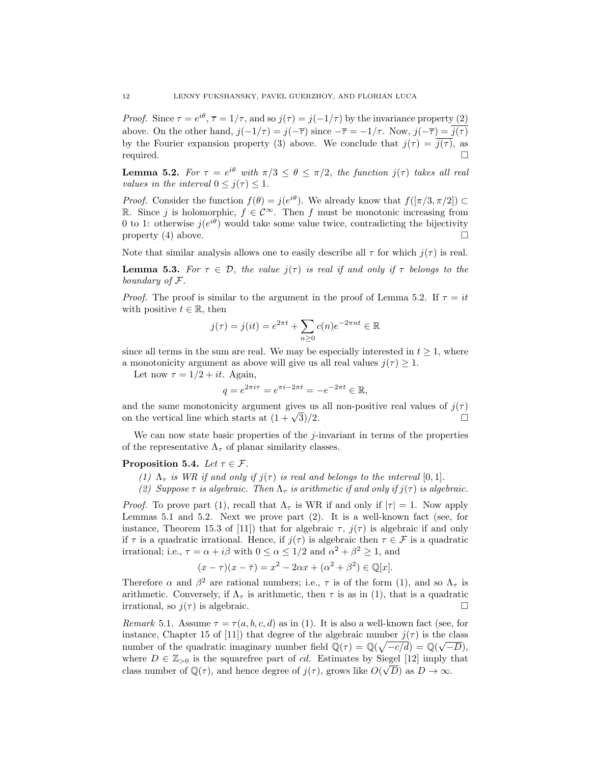*Proof.* Since $\tau = e^{i\theta}$, $\overline{\tau} = 1/\tau$, and so $j(\tau) = j(-1/\tau)$ by the invariance property (2) above. On the other hand, $j(-1/\tau) = j(-\overline{\tau})$ since $-\overline{\tau} = -1/\tau$. Now, $j(-\overline{\tau}) = \overline{j(\tau)}$ by the Fourier expansion property (3) above. We conclude that $j(\tau) = \overline{j(\tau)}$, as required. □

**Lemma 5.2.** *For $\tau = e^{i\theta}$ with $\pi/3 \leq \theta \leq \pi/2$, the function $j(\tau)$ takes all real values in the interval $0 \leq j(\tau) \leq 1$.*

*Proof.* Consider the function $f(\theta) = j(e^{i\theta})$. We already know that $f([\pi/3, \pi/2]) \subset \mathbb{R}$. Since $j$ is holomorphic, $f \in \mathcal{C}^{\infty}$. Then $f$ must be monotonic increasing from 0 to 1: otherwise $j(e^{i\theta})$ would take some value twice, contradicting the bijectivity property (4) above. □

Note that similar analysis allows one to easily describe all $\tau$ for which $j(\tau)$ is real.

**Lemma 5.3.** *For $\tau \in \mathcal{D}$, the value $j(\tau)$ is real if and only if $\tau$ belongs to the boundary of $\mathcal{F}$.*

*Proof.* The proof is similar to the argument in the proof of Lemma 5.2. If $\tau = it$ with positive $t \in \mathbb{R}$, then

$$j(\tau) = j(it) = e^{2\pi t} + \sum_{n \geq 0} c(n) e^{-2\pi n t} \in \mathbb{R}$$

since all terms in the sum are real. We may be especially interested in $t \geq 1$, where a monotonicity argument as above will give us all real values $j(\tau) \geq 1$.

Let now $\tau = 1/2 + it$. Again,

$$q = e^{2\pi i \tau} = e^{\pi i - 2\pi t} = -e^{-2\pi t} \in \mathbb{R},$$

and the same monotonicity argument gives us all non-positive real values of $j(\tau)$ on the vertical line which starts at $(1 + \sqrt{3})/2$. □

We can now state basic properties of the $j$-invariant in terms of the properties of the representative $\Lambda_\tau$ of planar similarity classes.

**Proposition 5.4.** *Let $\tau \in \mathcal{F}$.*

*(1) $\Lambda_\tau$ is WR if and only if $j(\tau)$ is real and belongs to the interval $[0, 1]$.*

*(2) Suppose $\tau$ is algebraic. Then $\Lambda_\tau$ is arithmetic if and only if $j(\tau)$ is algebraic.*

*Proof.* To prove part (1), recall that $\Lambda_\tau$ is WR if and only if $|\tau| = 1$. Now apply Lemmas 5.1 and 5.2. Next we prove part (2). It is a well-known fact (see, for instance, Theorem 15.3 of [11]) that for algebraic $\tau$, $j(\tau)$ is algebraic if and only if $\tau$ is a quadratic irrational. Hence, if $j(\tau)$ is algebraic then $\tau \in \mathcal{F}$ is a quadratic irrational; i.e., $\tau = \alpha + i\beta$ with $0 \leq \alpha \leq 1/2$ and $\alpha^2 + \beta^2 \geq 1$, and

$$(x - \tau)(x - \bar{\tau}) = x^2 - 2\alpha x + (\alpha^2 + \beta^2) \in \mathbb{Q}[x].$$

Therefore $\alpha$ and $\beta^2$ are rational numbers; i.e., $\tau$ is of the form (1), and so $\Lambda_\tau$ is arithmetic. Conversely, if $\Lambda_\tau$ is arithmetic, then $\tau$ is as in (1), that is a quadratic irrational, so $j(\tau)$ is algebraic. □

*Remark* 5.1. Assume $\tau = \tau(a, b, c, d)$ as in (1). It is also a well-known fact (see, for instance, Chapter 15 of [11]) that degree of the algebraic number $j(\tau)$ is the class number of the quadratic imaginary number field $\mathbb{Q}(\tau) = \mathbb{Q}(\sqrt{-c/d}) = \mathbb{Q}(\sqrt{-D})$, where $D \in \mathbb{Z}_{>0}$ is the squarefree part of $cd$. Estimates by Siegel [12] imply that class number of $\mathbb{Q}(\tau)$, and hence degree of $j(\tau)$, grows like $O(\sqrt{D})$ as $D \to \infty$.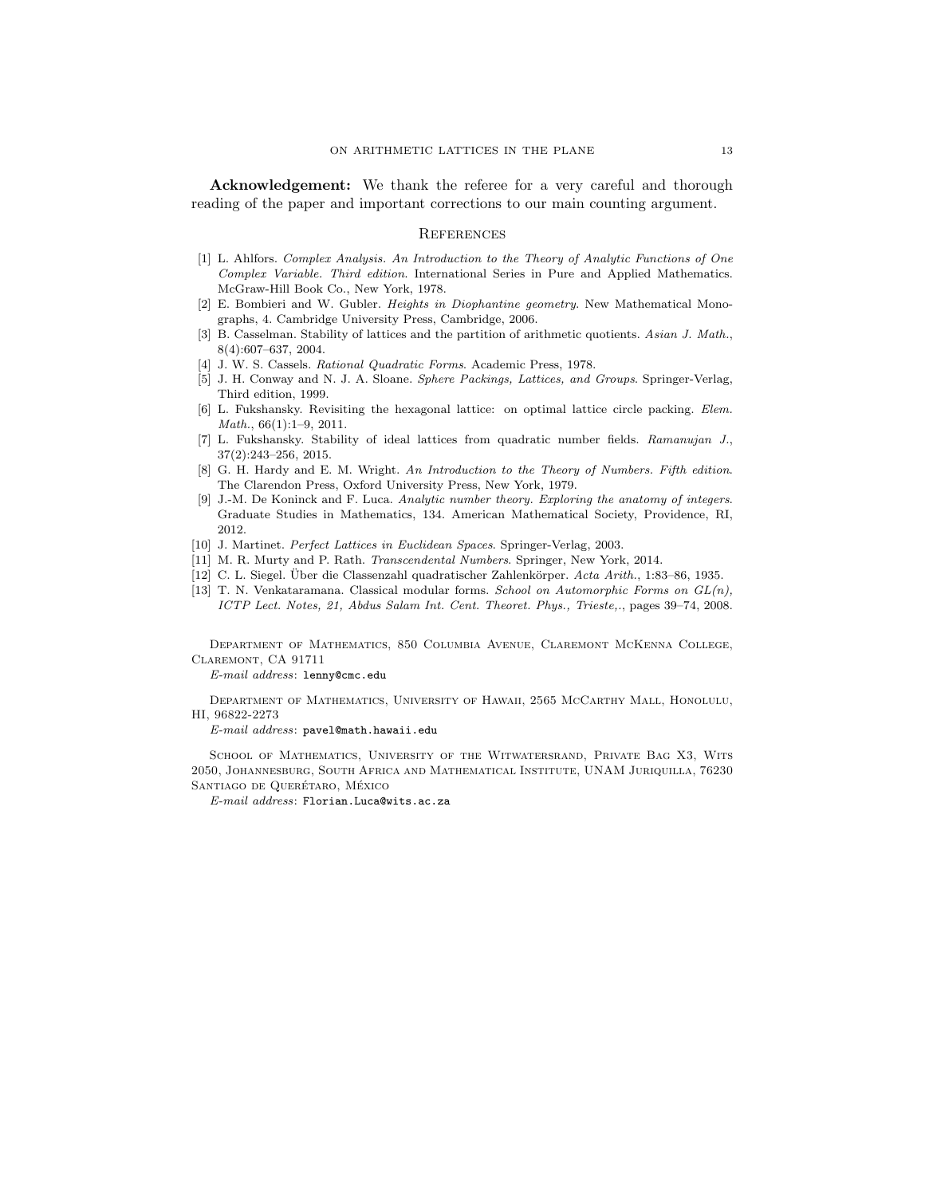**Acknowledgement:** We thank the referee for a very careful and thorough reading of the paper and important corrections to our main counting argument.

## References

[1] L. Ahlfors. *Complex Analysis. An Introduction to the Theory of Analytic Functions of One Complex Variable. Third edition*. International Series in Pure and Applied Mathematics. McGraw-Hill Book Co., New York, 1978.

[2] E. Bombieri and W. Gubler. *Heights in Diophantine geometry*. New Mathematical Monographs, 4. Cambridge University Press, Cambridge, 2006.

[3] B. Casselman. Stability of lattices and the partition of arithmetic quotients. *Asian J. Math.*, 8(4):607–637, 2004.

[4] J. W. S. Cassels. *Rational Quadratic Forms*. Academic Press, 1978.

[5] J. H. Conway and N. J. A. Sloane. *Sphere Packings, Lattices, and Groups*. Springer-Verlag, Third edition, 1999.

[6] L. Fukshansky. Revisiting the hexagonal lattice: on optimal lattice circle packing. *Elem. Math.*, 66(1):1–9, 2011.

[7] L. Fukshansky. Stability of ideal lattices from quadratic number fields. *Ramanujan J.*, 37(2):243–256, 2015.

[8] G. H. Hardy and E. M. Wright. *An Introduction to the Theory of Numbers. Fifth edition*. The Clarendon Press, Oxford University Press, New York, 1979.

[9] J.-M. De Koninck and F. Luca. *Analytic number theory. Exploring the anatomy of integers*. Graduate Studies in Mathematics, 134. American Mathematical Society, Providence, RI, 2012.

[10] J. Martinet. *Perfect Lattices in Euclidean Spaces*. Springer-Verlag, 2003.

[11] M. R. Murty and P. Rath. *Transcendental Numbers*. Springer, New York, 2014.

[12] C. L. Siegel. Über die Classenzahl quadratischer Zahlenkörper. *Acta Arith.*, 1:83–86, 1935.

[13] T. N. Venkataramana. Classical modular forms. *School on Automorphic Forms on GL(n), ICTP Lect. Notes, 21, Abdus Salam Int. Cent. Theoret. Phys., Trieste,.*, pages 39–74, 2008.

Department of Mathematics, 850 Columbia Avenue, Claremont McKenna College, Claremont, CA 91711

*E-mail address*: lenny@cmc.edu

Department of Mathematics, University of Hawaii, 2565 McCarthy Mall, Honolulu, HI, 96822-2273

*E-mail address*: pavel@math.hawaii.edu

School of Mathematics, University of the Witwatersrand, Private Bag X3, Wits 2050, Johannesburg, South Africa and Mathematical Institute, UNAM Juriquilla, 76230 Santiago de Querétaro, México

*E-mail address*: Florian.Luca@wits.ac.za